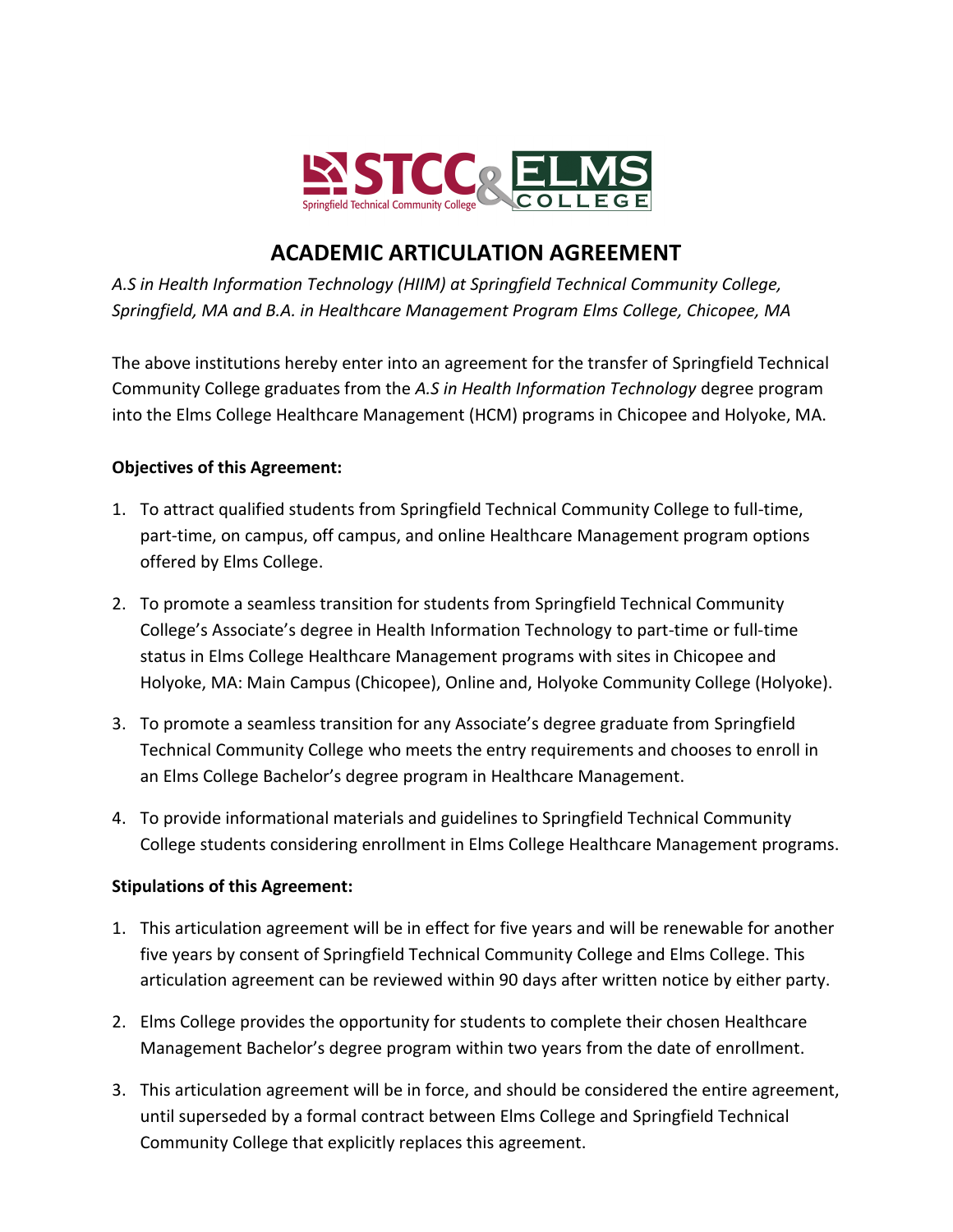# ACADEMIC ARTICULATION AGREEMENT

*A.S in Health Information Technology (HIIM) at Springfield Technical Community College, Springfield, MA and B.A. in Healthcare Management Program Elms College, Chicopee, MA*

The above institutions hereby enter into an agreement for the transfer of Springfield Technical Community College graduates from the *A.S in Health Information Technology* degree program into the Elms College Healthcare Management (HCM) programs in Chicopee and Holyoke, MA.

**Objectives of this Agreement:**

1. To attract qualified students from Springfield Technical Community College to full-time, part-time, on campus, off campus, and online Healthcare Management program options offered by Elms College.

2. To promote a seamless transition for students from Springfield Technical Community College's Associate's degree in Health Information Technology to part-time or full-time status in Elms College Healthcare Management programs with sites in Chicopee and Holyoke, MA: Main Campus (Chicopee), Online and, Holyoke Community College (Holyoke).

3. To promote a seamless transition for any Associate's degree graduate from Springfield Technical Community College who meets the entry requirements and chooses to enroll in an Elms College Bachelor's degree program in Healthcare Management.

4. To provide informational materials and guidelines to Springfield Technical Community College students considering enrollment in Elms College Healthcare Management programs.

**Stipulations of this Agreement:**

1. This articulation agreement will be in effect for five years and will be renewable for another five years by consent of Springfield Technical Community College and Elms College. This articulation agreement can be reviewed within 90 days after written notice by either party.

2. Elms College provides the opportunity for students to complete their chosen Healthcare Management Bachelor's degree program within two years from the date of enrollment.

3. This articulation agreement will be in force, and should be considered the entire agreement, until superseded by a formal contract between Elms College and Springfield Technical Community College that explicitly replaces this agreement.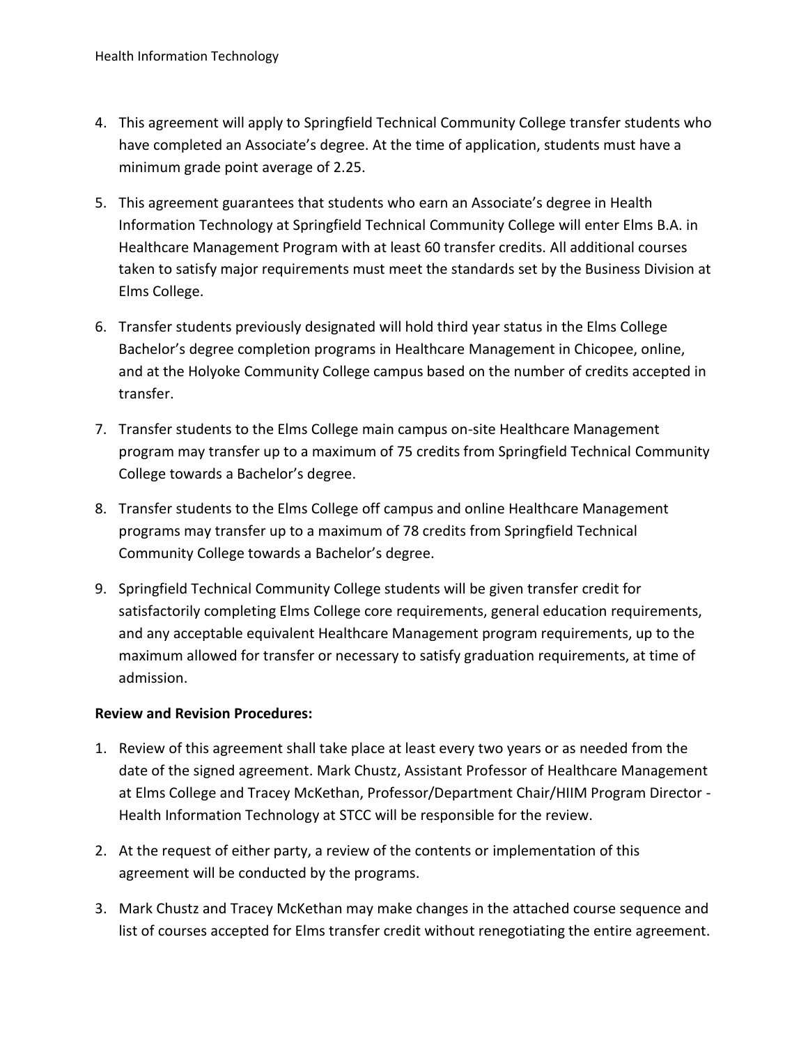4. This agreement will apply to Springfield Technical Community College transfer students who have completed an Associate's degree. At the time of application, students must have a minimum grade point average of 2.25.

5. This agreement guarantees that students who earn an Associate's degree in Health Information Technology at Springfield Technical Community College will enter Elms B.A. in Healthcare Management Program with at least 60 transfer credits. All additional courses taken to satisfy major requirements must meet the standards set by the Business Division at Elms College.

6. Transfer students previously designated will hold third year status in the Elms College Bachelor's degree completion programs in Healthcare Management in Chicopee, online, and at the Holyoke Community College campus based on the number of credits accepted in transfer.

7. Transfer students to the Elms College main campus on-site Healthcare Management program may transfer up to a maximum of 75 credits from Springfield Technical Community College towards a Bachelor's degree.

8. Transfer students to the Elms College off campus and online Healthcare Management programs may transfer up to a maximum of 78 credits from Springfield Technical Community College towards a Bachelor's degree.

9. Springfield Technical Community College students will be given transfer credit for satisfactorily completing Elms College core requirements, general education requirements, and any acceptable equivalent Healthcare Management program requirements, up to the maximum allowed for transfer or necessary to satisfy graduation requirements, at time of admission.

**Review and Revision Procedures:**

1. Review of this agreement shall take place at least every two years or as needed from the date of the signed agreement. Mark Chustz, Assistant Professor of Healthcare Management at Elms College and Tracey McKethan, Professor/Department Chair/HIIM Program Director - Health Information Technology at STCC will be responsible for the review.

2. At the request of either party, a review of the contents or implementation of this agreement will be conducted by the programs.

3. Mark Chustz and Tracey McKethan may make changes in the attached course sequence and list of courses accepted for Elms transfer credit without renegotiating the entire agreement.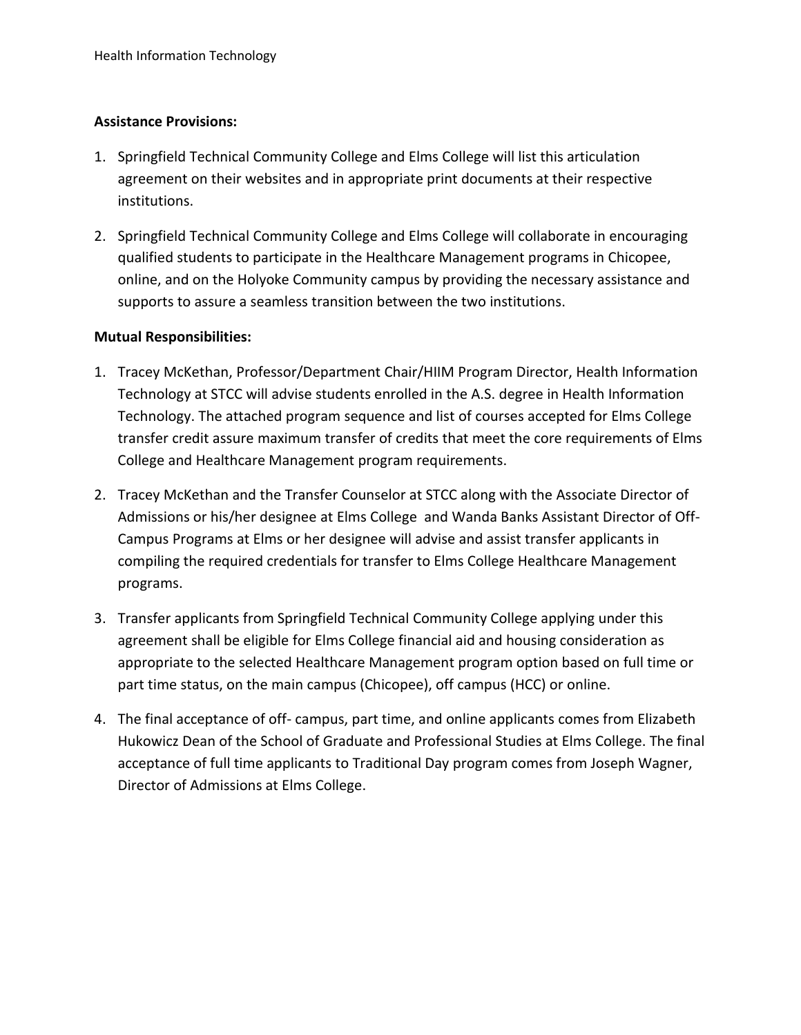**Assistance Provisions:**

1. Springfield Technical Community College and Elms College will list this articulation agreement on their websites and in appropriate print documents at their respective institutions.
2. Springfield Technical Community College and Elms College will collaborate in encouraging qualified students to participate in the Healthcare Management programs in Chicopee, online, and on the Holyoke Community campus by providing the necessary assistance and supports to assure a seamless transition between the two institutions.

**Mutual Responsibilities:**

1. Tracey McKethan, Professor/Department Chair/HIIM Program Director, Health Information Technology at STCC will advise students enrolled in the A.S. degree in Health Information Technology. The attached program sequence and list of courses accepted for Elms College transfer credit assure maximum transfer of credits that meet the core requirements of Elms College and Healthcare Management program requirements.
2. Tracey McKethan and the Transfer Counselor at STCC along with the Associate Director of Admissions or his/her designee at Elms College and Wanda Banks Assistant Director of Off-Campus Programs at Elms or her designee will advise and assist transfer applicants in compiling the required credentials for transfer to Elms College Healthcare Management programs.
3. Transfer applicants from Springfield Technical Community College applying under this agreement shall be eligible for Elms College financial aid and housing consideration as appropriate to the selected Healthcare Management program option based on full time or part time status, on the main campus (Chicopee), off campus (HCC) or online.
4. The final acceptance of off- campus, part time, and online applicants comes from Elizabeth Hukowicz Dean of the School of Graduate and Professional Studies at Elms College. The final acceptance of full time applicants to Traditional Day program comes from Joseph Wagner, Director of Admissions at Elms College.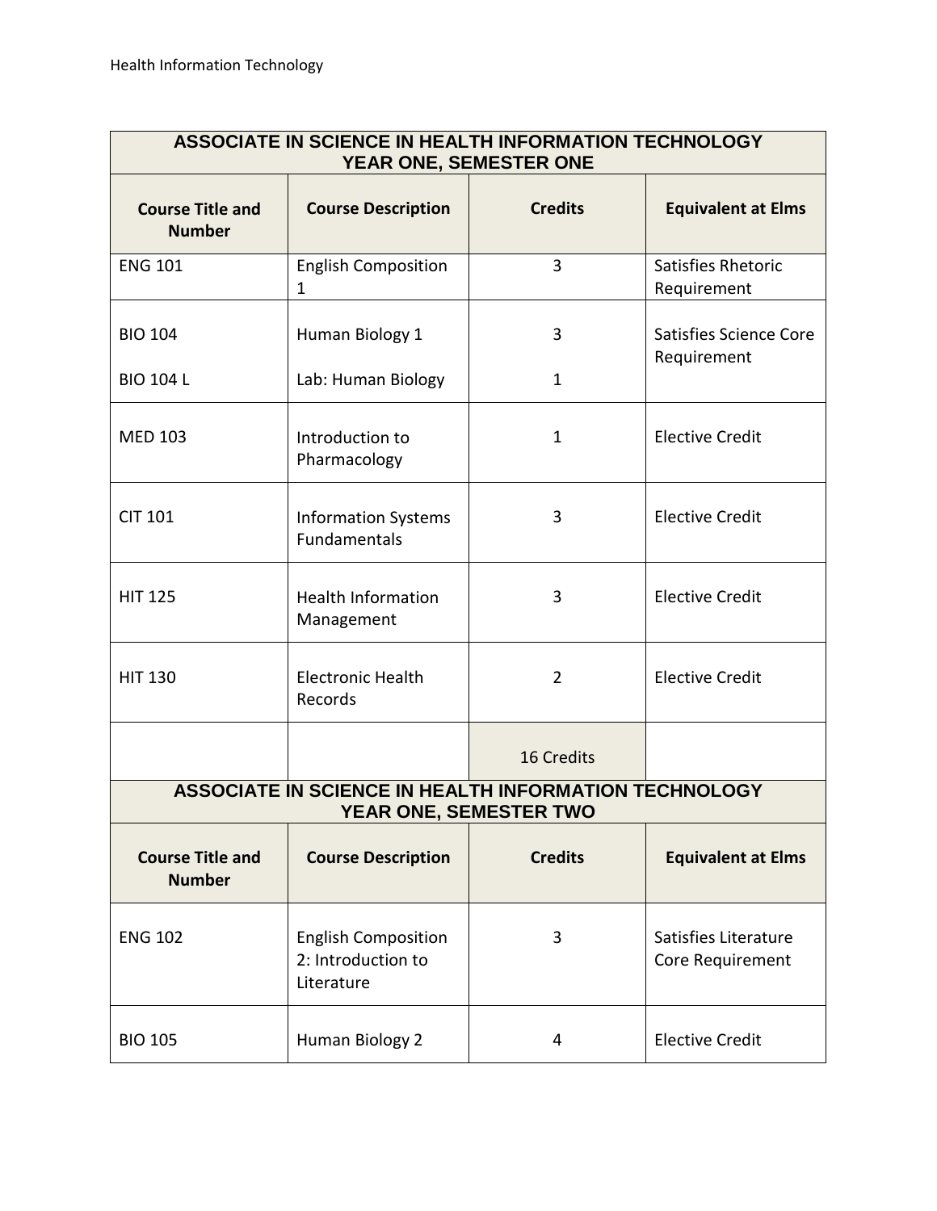| ASSOCIATE IN SCIENCE IN HEALTH INFORMATION TECHNOLOGY YEAR ONE, SEMESTER ONE | | | |
|---|---|---|---|
| **Course Title and Number** | **Course Description** | **Credits** | **Equivalent at Elms** |
| ENG 101 | English Composition 1 | 3 | Satisfies Rhetoric Requirement |
| BIO 104<br>BIO 104 L | Human Biology 1<br>Lab: Human Biology | 3<br>1 | Satisfies Science Core Requirement |
| MED 103 | Introduction to Pharmacology | 1 | Elective Credit |
| CIT 101 | Information Systems Fundamentals | 3 | Elective Credit |
| HIT 125 | Health Information Management | 3 | Elective Credit |
| HIT 130 | Electronic Health Records | 2 | Elective Credit |
| | | 16 Credits | |

| ASSOCIATE IN SCIENCE IN HEALTH INFORMATION TECHNOLOGY YEAR ONE, SEMESTER TWO | | | |
|---|---|---|---|
| **Course Title and Number** | **Course Description** | **Credits** | **Equivalent at Elms** |
| ENG 102 | English Composition 2: Introduction to Literature | 3 | Satisfies Literature Core Requirement |
| BIO 105 | Human Biology 2 | 4 | Elective Credit |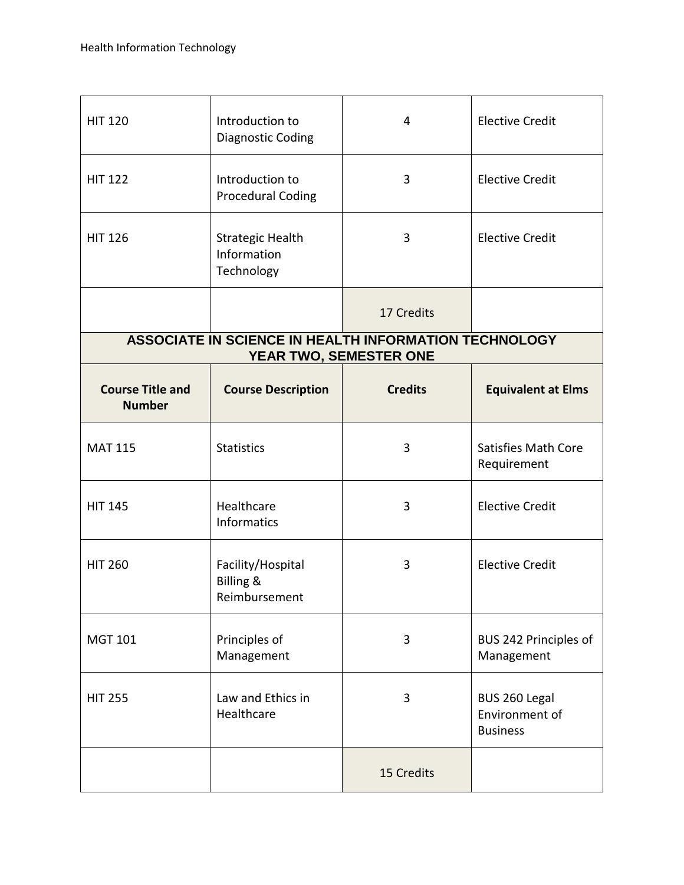| | | | |
|---|---|---|---|
| HIT 120 | Introduction to Diagnostic Coding | 4 | Elective Credit |
| HIT 122 | Introduction to Procedural Coding | 3 | Elective Credit |
| HIT 126 | Strategic Health Information Technology | 3 | Elective Credit |
| | | 17 Credits | |

**ASSOCIATE IN SCIENCE IN HEALTH INFORMATION TECHNOLOGY**
**YEAR TWO, SEMESTER ONE**

| Course Title and Number | Course Description | Credits | Equivalent at Elms |
|---|---|---|---|
| MAT 115 | Statistics | 3 | Satisfies Math Core Requirement |
| HIT 145 | Healthcare Informatics | 3 | Elective Credit |
| HIT 260 | Facility/Hospital Billing & Reimbursement | 3 | Elective Credit |
| MGT 101 | Principles of Management | 3 | BUS 242 Principles of Management |
| HIT 255 | Law and Ethics in Healthcare | 3 | BUS 260 Legal Environment of Business |
| | | 15 Credits | |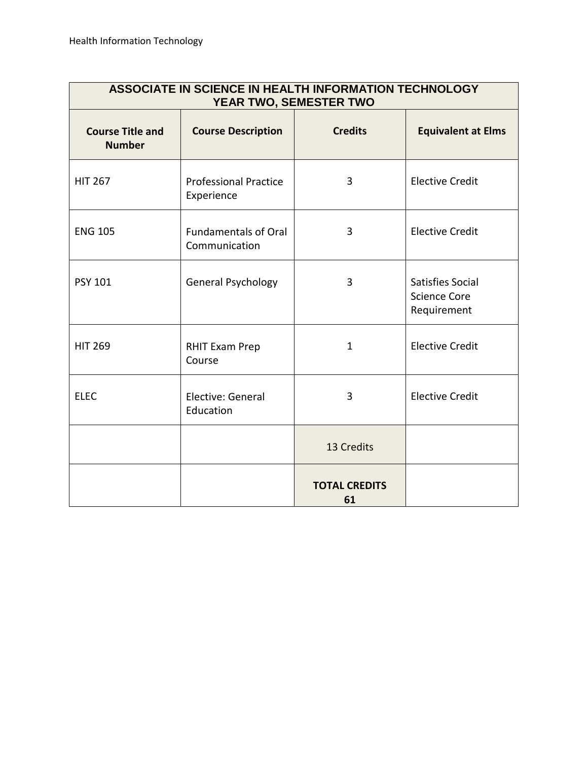| ASSOCIATE IN SCIENCE IN HEALTH INFORMATION TECHNOLOGY YEAR TWO, SEMESTER TWO | | | |
|---|---|---|---|
| **Course Title and Number** | **Course Description** | **Credits** | **Equivalent at Elms** |
| HIT 267 | Professional Practice Experience | 3 | Elective Credit |
| ENG 105 | Fundamentals of Oral Communication | 3 | Elective Credit |
| PSY 101 | General Psychology | 3 | Satisfies Social Science Core Requirement |
| HIT 269 | RHIT Exam Prep Course | 1 | Elective Credit |
| ELEC | Elective: General Education | 3 | Elective Credit |
| | | 13 Credits | |
| | | **TOTAL CREDITS 61** | |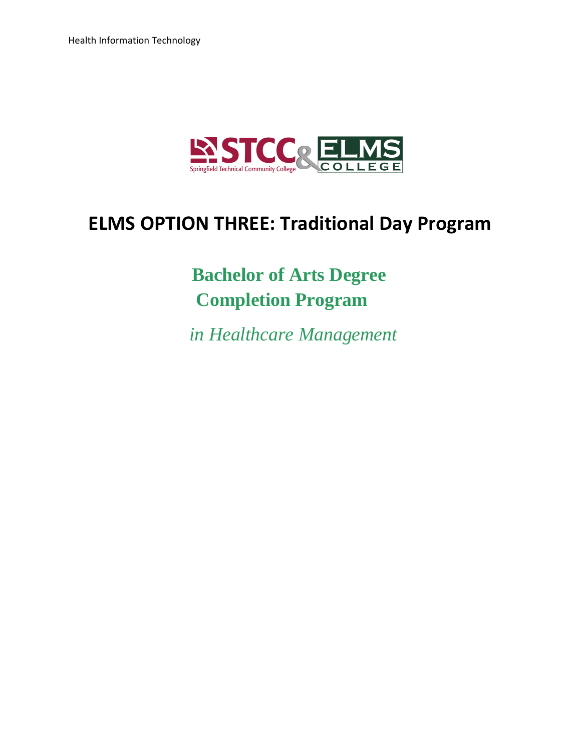# ELMS OPTION THREE: Traditional Day Program

## Bachelor of Arts Degree Completion Program

*in Healthcare Management*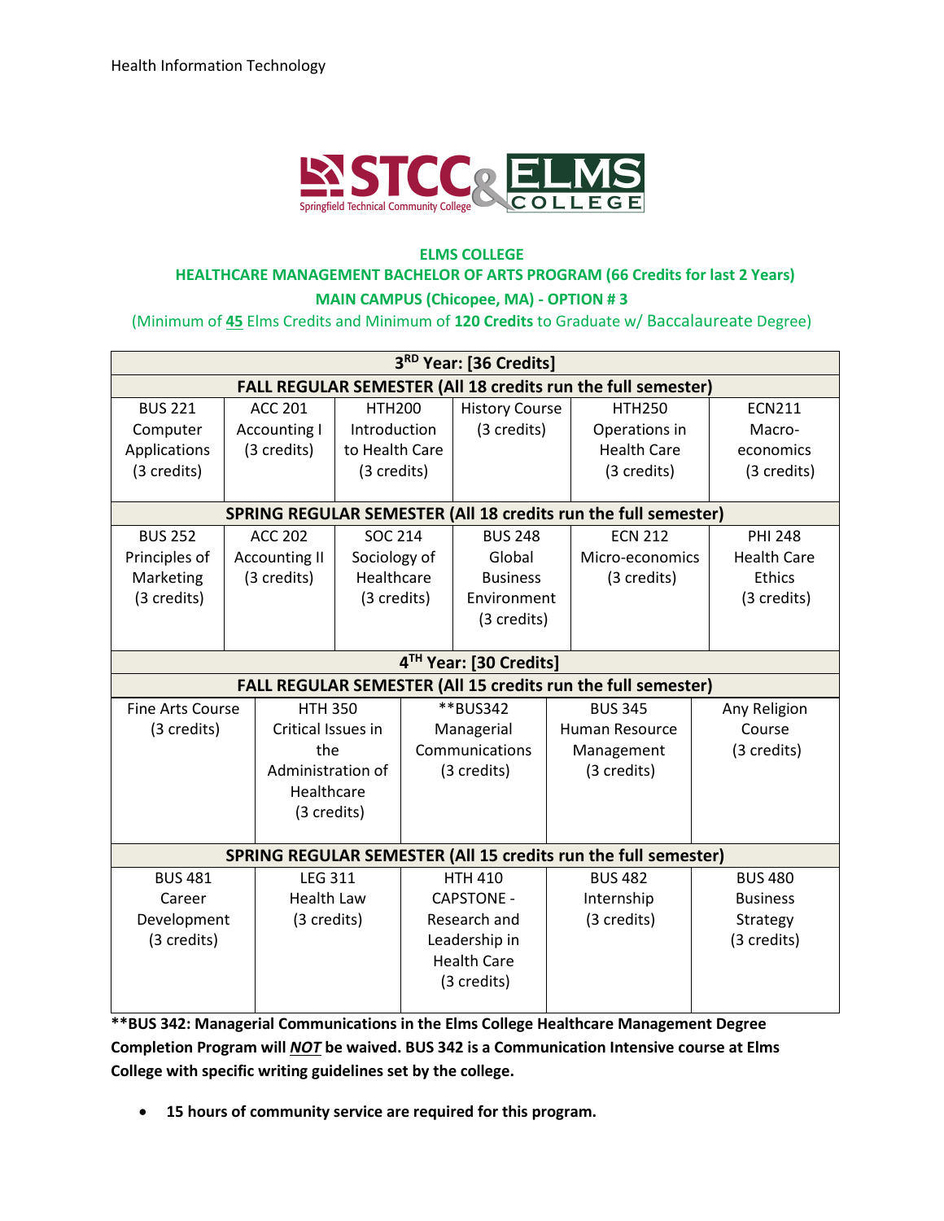Health Information Technology

**ELMS COLLEGE**

**HEALTHCARE MANAGEMENT BACHELOR OF ARTS PROGRAM (66 Credits for last 2 Years)**

**MAIN CAMPUS (Chicopee, MA) - OPTION # 3**

(Minimum of **45** Elms Credits and Minimum of **120 Credits** to Graduate w/ Baccalaureate Degree)

| 3RD Year: [36 Credits] | | | | | |
|---|---|---|---|---|---|
| **FALL REGULAR SEMESTER (All 18 credits run the full semester)** | | | | | |
| BUS 221 Computer Applications (3 credits) | ACC 201 Accounting I (3 credits) | HTH200 Introduction to Health Care (3 credits) | History Course (3 credits) | HTH250 Operations in Health Care (3 credits) | ECN211 Macro-economics (3 credits) |
| **SPRING REGULAR SEMESTER (All 18 credits run the full semester)** | | | | | |
| BUS 252 Principles of Marketing (3 credits) | ACC 202 Accounting II (3 credits) | SOC 214 Sociology of Healthcare (3 credits) | BUS 248 Global Business Environment (3 credits) | ECN 212 Micro-economics (3 credits) | PHI 248 Health Care Ethics (3 credits) |

| 4TH Year: [30 Credits] | | | | |
|---|---|---|---|---|
| **FALL REGULAR SEMESTER (All 15 credits run the full semester)** | | | | |
| Fine Arts Course (3 credits) | HTH 350 Critical Issues in the Administration of Healthcare (3 credits) | **BUS342 Managerial Communications (3 credits) | BUS 345 Human Resource Management (3 credits) | Any Religion Course (3 credits) |
| **SPRING REGULAR SEMESTER (All 15 credits run the full semester)** | | | | |
| BUS 481 Career Development (3 credits) | LEG 311 Health Law (3 credits) | HTH 410 CAPSTONE - Research and Leadership in Health Care (3 credits) | BUS 482 Internship (3 credits) | BUS 480 Business Strategy (3 credits) |

**\*\*BUS 342: Managerial Communications in the Elms College Healthcare Management Degree Completion Program will *NOT* be waived. BUS 342 is a Communication Intensive course at Elms College with specific writing guidelines set by the college.**

- **15 hours of community service are required for this program.**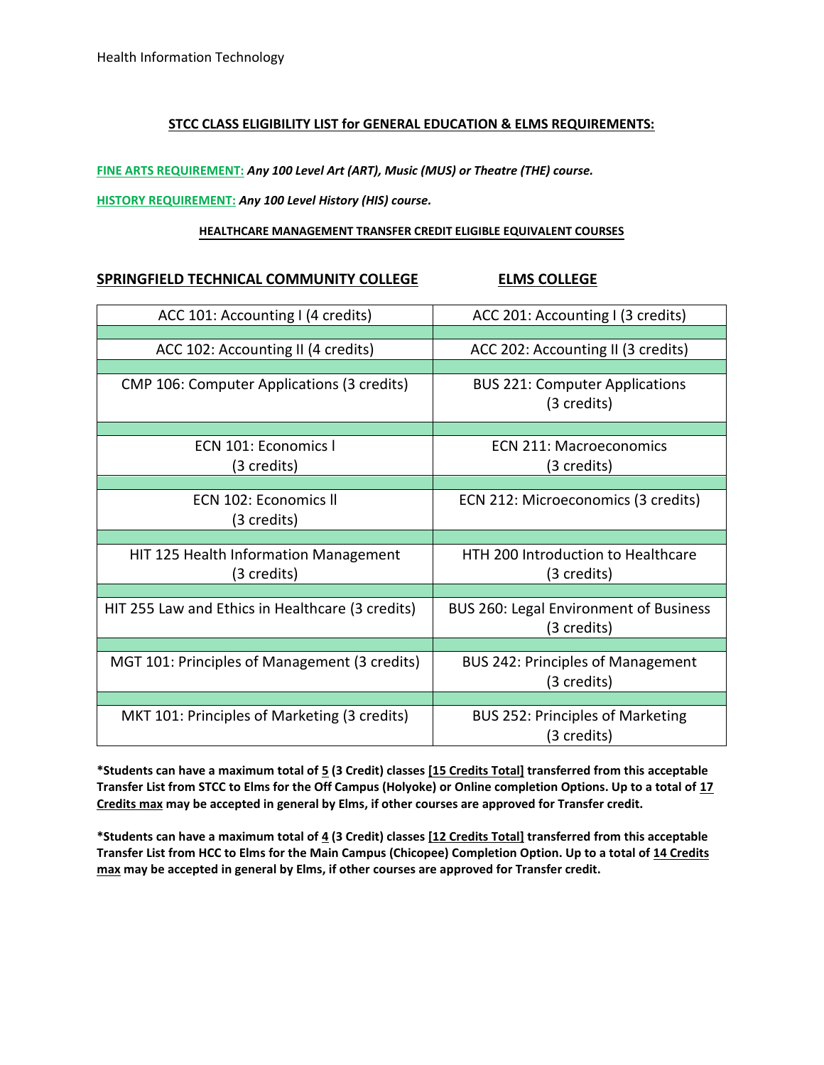**STCC CLASS ELIGIBILITY LIST for GENERAL EDUCATION & ELMS REQUIREMENTS:**

**FINE ARTS REQUIREMENT:** ***Any 100 Level Art (ART), Music (MUS) or Theatre (THE) course.***

**HISTORY REQUIREMENT:** ***Any 100 Level History (HIS) course.***

**HEALTHCARE MANAGEMENT TRANSFER CREDIT ELIGIBLE EQUIVALENT COURSES**

| SPRINGFIELD TECHNICAL COMMUNITY COLLEGE | ELMS COLLEGE |
|---|---|
| ACC 101: Accounting I (4 credits) | ACC 201: Accounting I (3 credits) |
| ACC 102: Accounting II (4 credits) | ACC 202: Accounting II (3 credits) |
| CMP 106: Computer Applications (3 credits) | BUS 221: Computer Applications (3 credits) |
| ECN 101: Economics I (3 credits) | ECN 211: Macroeconomics (3 credits) |
| ECN 102: Economics II (3 credits) | ECN 212: Microeconomics (3 credits) |
| HIT 125 Health Information Management (3 credits) | HTH 200 Introduction to Healthcare (3 credits) |
| HIT 255 Law and Ethics in Healthcare (3 credits) | BUS 260: Legal Environment of Business (3 credits) |
| MGT 101: Principles of Management (3 credits) | BUS 242: Principles of Management (3 credits) |
| MKT 101: Principles of Marketing (3 credits) | BUS 252: Principles of Marketing (3 credits) |

**\*Students can have a maximum total of 5 (3 Credit) classes [15 Credits Total] transferred from this acceptable Transfer List from STCC to Elms for the Off Campus (Holyoke) or Online completion Options. Up to a total of 17 Credits max may be accepted in general by Elms, if other courses are approved for Transfer credit.**

**\*Students can have a maximum total of 4 (3 Credit) classes [12 Credits Total] transferred from this acceptable Transfer List from HCC to Elms for the Main Campus (Chicopee) Completion Option. Up to a total of 14 Credits max may be accepted in general by Elms, if other courses are approved for Transfer credit.**